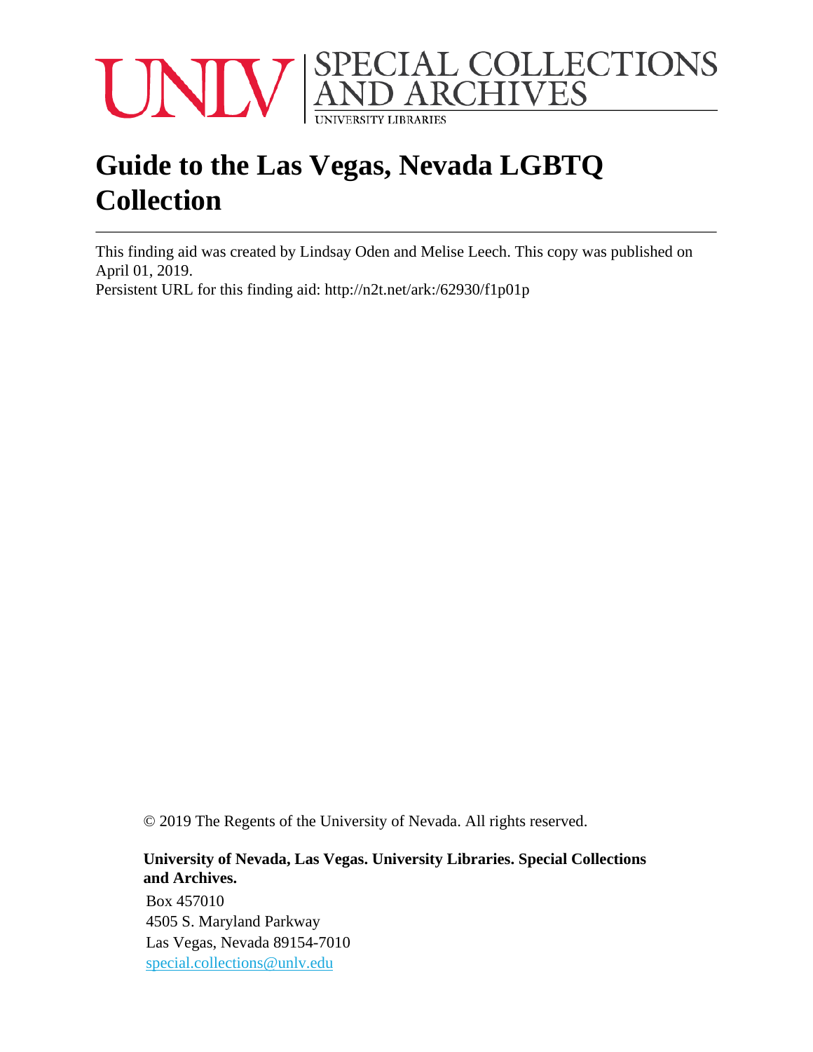UNLV | SPECIAL COLLECTIONS AND ARCHIVES
UNIVERSITY LIBRARIES

# Guide to the Las Vegas, Nevada LGBTQ Collection

This finding aid was created by Lindsay Oden and Melise Leech. This copy was published on April 01, 2019.

Persistent URL for this finding aid: http://n2t.net/ark:/62930/f1p01p

© 2019 The Regents of the University of Nevada. All rights reserved.

**University of Nevada, Las Vegas. University Libraries. Special Collections and Archives.**

Box 457010
4505 S. Maryland Parkway
Las Vegas, Nevada 89154-7010
special.collections@unlv.edu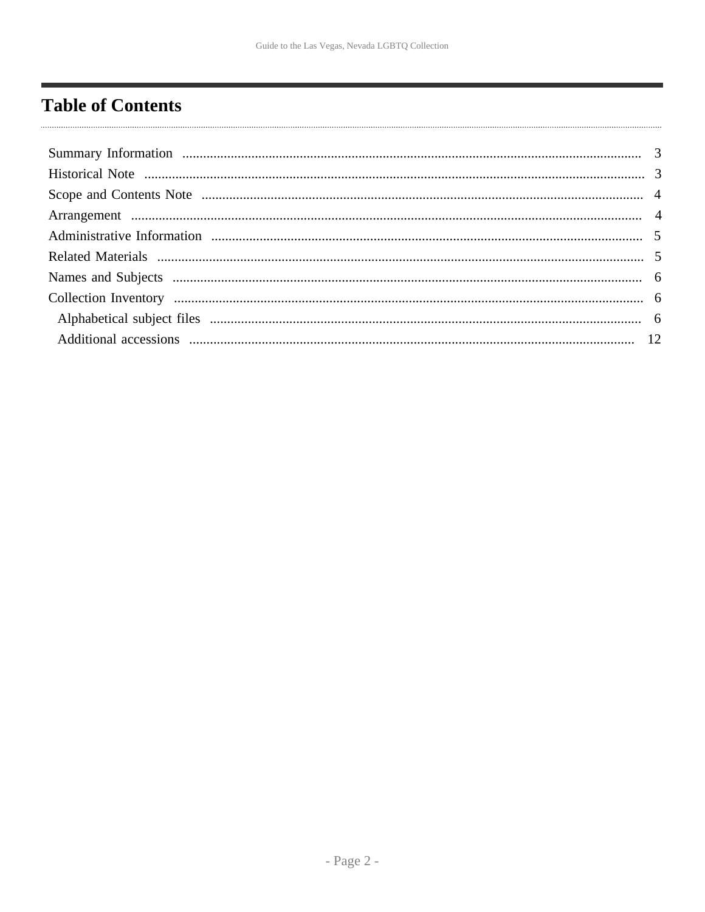# Table of Contents

- Summary Information ..... 3
- Historical Note ..... 3
- Scope and Contents Note ..... 4
- Arrangement ..... 4
- Administrative Information ..... 5
- Related Materials ..... 5
- Names and Subjects ..... 6
- Collection Inventory ..... 6
  - Alphabetical subject files ..... 6
  - Additional accessions ..... 12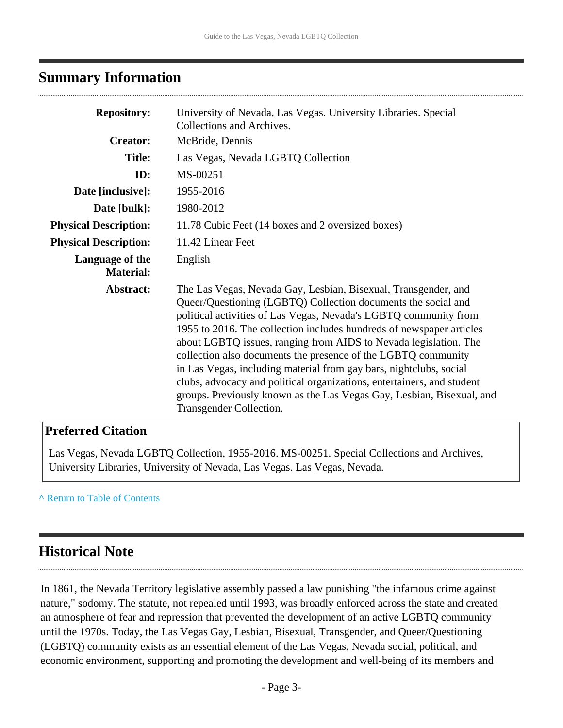## Summary Information

| | |
|---|---|
| **Repository:** | University of Nevada, Las Vegas. University Libraries. Special Collections and Archives. |
| **Creator:** | McBride, Dennis |
| **Title:** | Las Vegas, Nevada LGBTQ Collection |
| **ID:** | MS-00251 |
| **Date [inclusive]:** | 1955-2016 |
| **Date [bulk]:** | 1980-2012 |
| **Physical Description:** | 11.78 Cubic Feet (14 boxes and 2 oversized boxes) |
| **Physical Description:** | 11.42 Linear Feet |
| **Language of the Material:** | English |
| **Abstract:** | The Las Vegas, Nevada Gay, Lesbian, Bisexual, Transgender, and Queer/Questioning (LGBTQ) Collection documents the social and political activities of Las Vegas, Nevada's LGBTQ community from 1955 to 2016. The collection includes hundreds of newspaper articles about LGBTQ issues, ranging from AIDS to Nevada legislation. The collection also documents the presence of the LGBTQ community in Las Vegas, including material from gay bars, nightclubs, social clubs, advocacy and political organizations, entertainers, and student groups. Previously known as the Las Vegas Gay, Lesbian, Bisexual, and Transgender Collection. |

### Preferred Citation

Las Vegas, Nevada LGBTQ Collection, 1955-2016. MS-00251. Special Collections and Archives, University Libraries, University of Nevada, Las Vegas. Las Vegas, Nevada.

^ Return to Table of Contents

## Historical Note

In 1861, the Nevada Territory legislative assembly passed a law punishing "the infamous crime against nature," sodomy. The statute, not repealed until 1993, was broadly enforced across the state and created an atmosphere of fear and repression that prevented the development of an active LGBTQ community until the 1970s. Today, the Las Vegas Gay, Lesbian, Bisexual, Transgender, and Queer/Questioning (LGBTQ) community exists as an essential element of the Las Vegas, Nevada social, political, and economic environment, supporting and promoting the development and well-being of its members and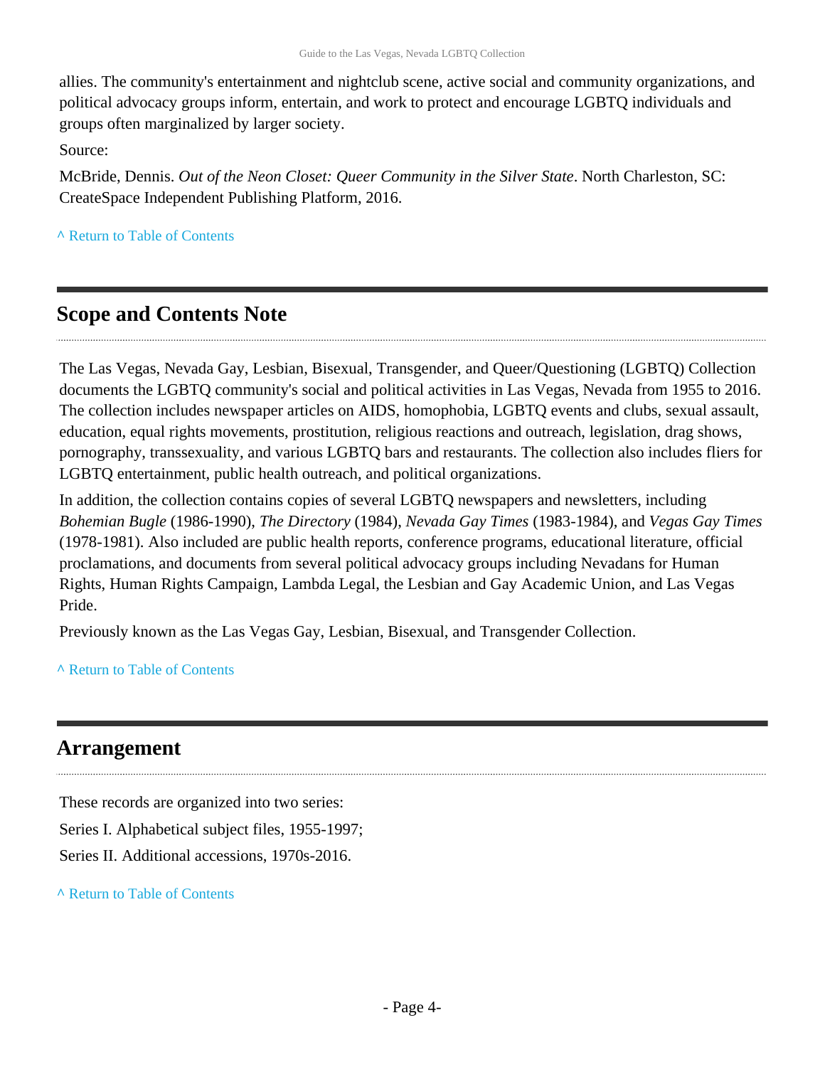allies. The community's entertainment and nightclub scene, active social and community organizations, and political advocacy groups inform, entertain, and work to protect and encourage LGBTQ individuals and groups often marginalized by larger society.

Source:

McBride, Dennis. *Out of the Neon Closet: Queer Community in the Silver State*. North Charleston, SC: CreateSpace Independent Publishing Platform, 2016.

^ Return to Table of Contents

## Scope and Contents Note

The Las Vegas, Nevada Gay, Lesbian, Bisexual, Transgender, and Queer/Questioning (LGBTQ) Collection documents the LGBTQ community's social and political activities in Las Vegas, Nevada from 1955 to 2016. The collection includes newspaper articles on AIDS, homophobia, LGBTQ events and clubs, sexual assault, education, equal rights movements, prostitution, religious reactions and outreach, legislation, drag shows, pornography, transsexuality, and various LGBTQ bars and restaurants. The collection also includes fliers for LGBTQ entertainment, public health outreach, and political organizations.

In addition, the collection contains copies of several LGBTQ newspapers and newsletters, including *Bohemian Bugle* (1986-1990), *The Directory* (1984), *Nevada Gay Times* (1983-1984), and *Vegas Gay Times* (1978-1981). Also included are public health reports, conference programs, educational literature, official proclamations, and documents from several political advocacy groups including Nevadans for Human Rights, Human Rights Campaign, Lambda Legal, the Lesbian and Gay Academic Union, and Las Vegas Pride.

Previously known as the Las Vegas Gay, Lesbian, Bisexual, and Transgender Collection.

^ Return to Table of Contents

## Arrangement

These records are organized into two series:

Series I. Alphabetical subject files, 1955-1997;

Series II. Additional accessions, 1970s-2016.

^ Return to Table of Contents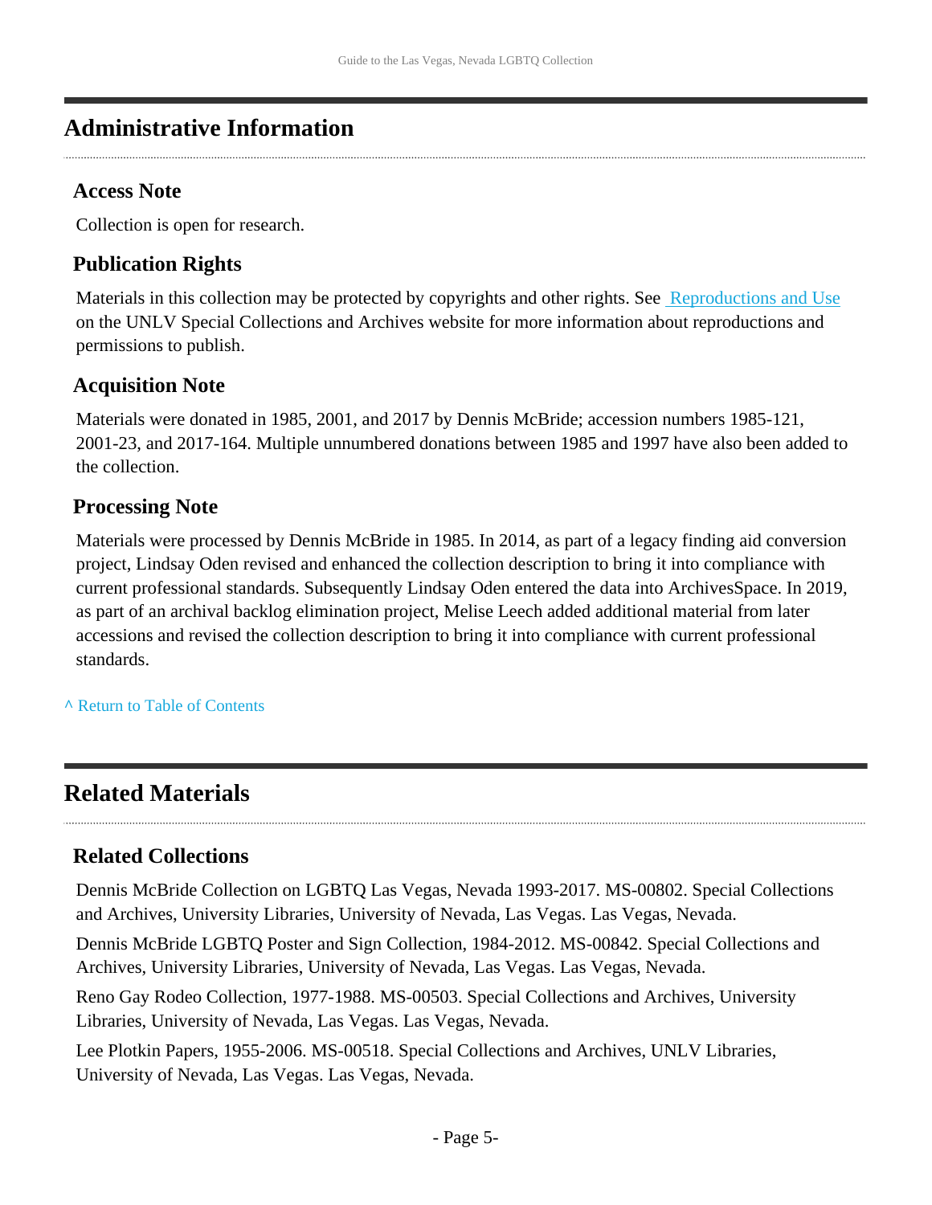## Administrative Information

### Access Note

Collection is open for research.

### Publication Rights

Materials in this collection may be protected by copyrights and other rights. See Reproductions and Use on the UNLV Special Collections and Archives website for more information about reproductions and permissions to publish.

### Acquisition Note

Materials were donated in 1985, 2001, and 2017 by Dennis McBride; accession numbers 1985-121, 2001-23, and 2017-164. Multiple unnumbered donations between 1985 and 1997 have also been added to the collection.

### Processing Note

Materials were processed by Dennis McBride in 1985. In 2014, as part of a legacy finding aid conversion project, Lindsay Oden revised and enhanced the collection description to bring it into compliance with current professional standards. Subsequently Lindsay Oden entered the data into ArchivesSpace. In 2019, as part of an archival backlog elimination project, Melise Leech added additional material from later accessions and revised the collection description to bring it into compliance with current professional standards.

^ Return to Table of Contents

## Related Materials

### Related Collections

Dennis McBride Collection on LGBTQ Las Vegas, Nevada 1993-2017. MS-00802. Special Collections and Archives, University Libraries, University of Nevada, Las Vegas. Las Vegas, Nevada.

Dennis McBride LGBTQ Poster and Sign Collection, 1984-2012. MS-00842. Special Collections and Archives, University Libraries, University of Nevada, Las Vegas. Las Vegas, Nevada.

Reno Gay Rodeo Collection, 1977-1988. MS-00503. Special Collections and Archives, University Libraries, University of Nevada, Las Vegas. Las Vegas, Nevada.

Lee Plotkin Papers, 1955-2006. MS-00518. Special Collections and Archives, UNLV Libraries, University of Nevada, Las Vegas. Las Vegas, Nevada.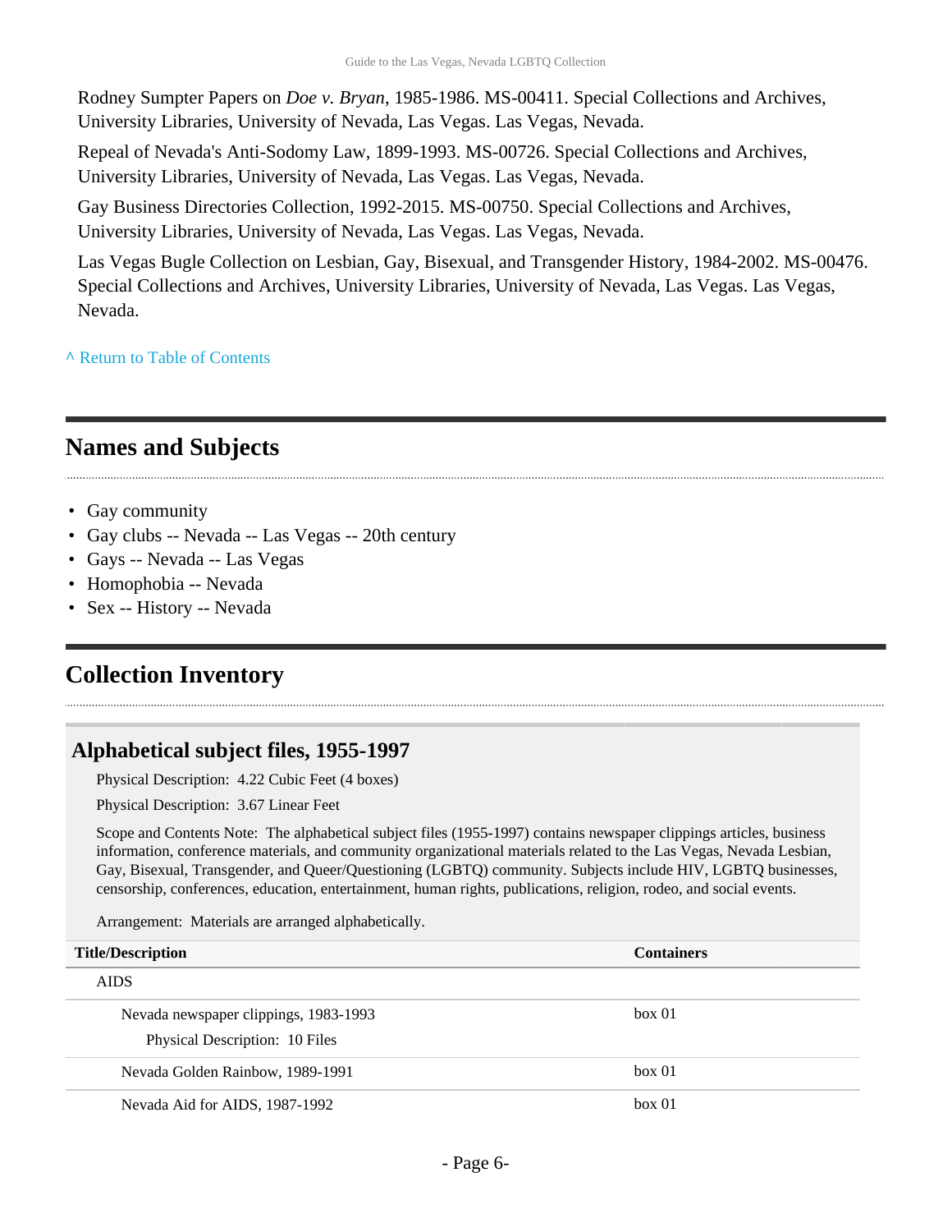Rodney Sumpter Papers on *Doe v. Bryan*, 1985-1986. MS-00411. Special Collections and Archives, University Libraries, University of Nevada, Las Vegas. Las Vegas, Nevada.

Repeal of Nevada's Anti-Sodomy Law, 1899-1993. MS-00726. Special Collections and Archives, University Libraries, University of Nevada, Las Vegas. Las Vegas, Nevada.

Gay Business Directories Collection, 1992-2015. MS-00750. Special Collections and Archives, University Libraries, University of Nevada, Las Vegas. Las Vegas, Nevada.

Las Vegas Bugle Collection on Lesbian, Gay, Bisexual, and Transgender History, 1984-2002. MS-00476. Special Collections and Archives, University Libraries, University of Nevada, Las Vegas. Las Vegas, Nevada.

^ Return to Table of Contents

## Names and Subjects

- Gay community
- Gay clubs -- Nevada -- Las Vegas -- 20th century
- Gays -- Nevada -- Las Vegas
- Homophobia -- Nevada
- Sex -- History -- Nevada

## Collection Inventory

### Alphabetical subject files, 1955-1997

Physical Description: 4.22 Cubic Feet (4 boxes)

Physical Description: 3.67 Linear Feet

Scope and Contents Note: The alphabetical subject files (1955-1997) contains newspaper clippings articles, business information, conference materials, and community organizational materials related to the Las Vegas, Nevada Lesbian, Gay, Bisexual, Transgender, and Queer/Questioning (LGBTQ) community. Subjects include HIV, LGBTQ businesses, censorship, conferences, education, entertainment, human rights, publications, religion, rodeo, and social events.

Arrangement: Materials are arranged alphabetically.

| Title/Description | Containers |
|---|---|
| AIDS | |
| Nevada newspaper clippings, 1983-1993<br>Physical Description: 10 Files | box 01 |
| Nevada Golden Rainbow, 1989-1991 | box 01 |
| Nevada Aid for AIDS, 1987-1992 | box 01 |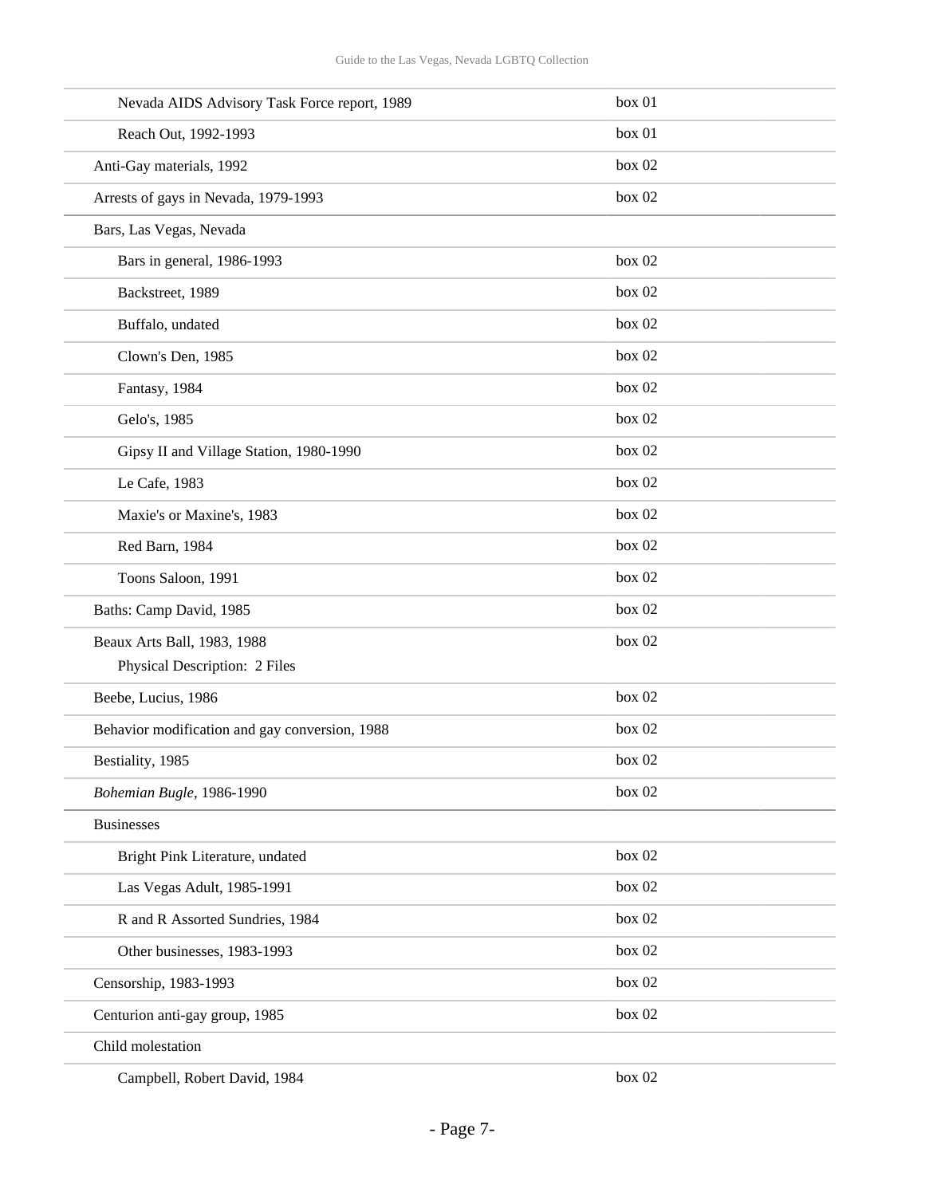| | |
|---|---|
| Nevada AIDS Advisory Task Force report, 1989 | box 01 |
| Reach Out, 1992-1993 | box 01 |
| Anti-Gay materials, 1992 | box 02 |
| Arrests of gays in Nevada, 1979-1993 | box 02 |
| Bars, Las Vegas, Nevada | |
| Bars in general, 1986-1993 | box 02 |
| Backstreet, 1989 | box 02 |
| Buffalo, undated | box 02 |
| Clown's Den, 1985 | box 02 |
| Fantasy, 1984 | box 02 |
| Gelo's, 1985 | box 02 |
| Gipsy II and Village Station, 1980-1990 | box 02 |
| Le Cafe, 1983 | box 02 |
| Maxie's or Maxine's, 1983 | box 02 |
| Red Barn, 1984 | box 02 |
| Toons Saloon, 1991 | box 02 |
| Baths: Camp David, 1985 | box 02 |
| Beaux Arts Ball, 1983, 1988<br>Physical Description: 2 Files | box 02 |
| Beebe, Lucius, 1986 | box 02 |
| Behavior modification and gay conversion, 1988 | box 02 |
| Bestiality, 1985 | box 02 |
| *Bohemian Bugle*, 1986-1990 | box 02 |
| Businesses | |
| Bright Pink Literature, undated | box 02 |
| Las Vegas Adult, 1985-1991 | box 02 |
| R and R Assorted Sundries, 1984 | box 02 |
| Other businesses, 1983-1993 | box 02 |
| Censorship, 1983-1993 | box 02 |
| Centurion anti-gay group, 1985 | box 02 |
| Child molestation | |
| Campbell, Robert David, 1984 | box 02 |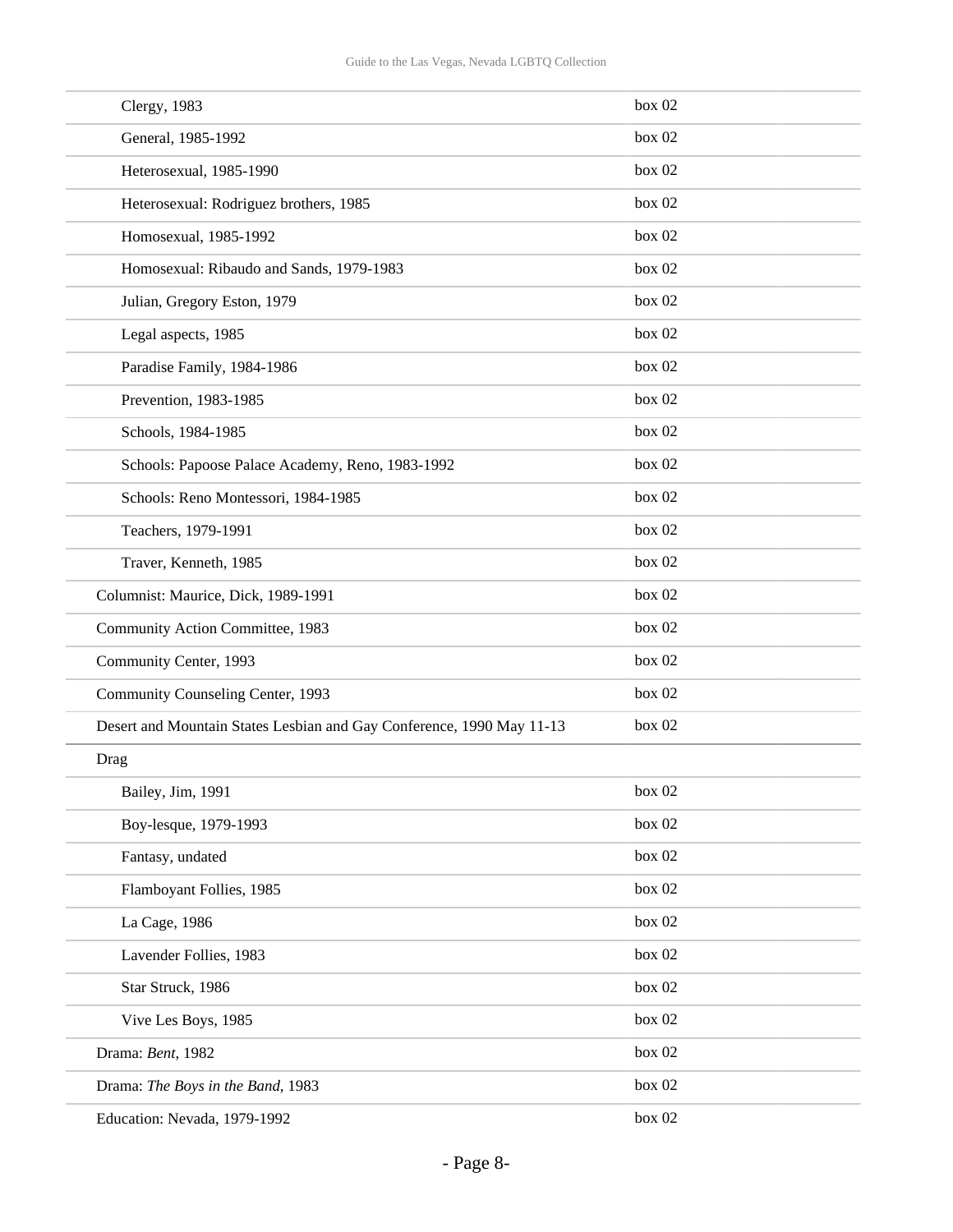| | |
|---|---|
| Clergy, 1983 | box 02 |
| General, 1985-1992 | box 02 |
| Heterosexual, 1985-1990 | box 02 |
| Heterosexual: Rodriguez brothers, 1985 | box 02 |
| Homosexual, 1985-1992 | box 02 |
| Homosexual: Ribaudo and Sands, 1979-1983 | box 02 |
| Julian, Gregory Eston, 1979 | box 02 |
| Legal aspects, 1985 | box 02 |
| Paradise Family, 1984-1986 | box 02 |
| Prevention, 1983-1985 | box 02 |
| Schools, 1984-1985 | box 02 |
| Schools: Papoose Palace Academy, Reno, 1983-1992 | box 02 |
| Schools: Reno Montessori, 1984-1985 | box 02 |
| Teachers, 1979-1991 | box 02 |
| Traver, Kenneth, 1985 | box 02 |
| Columnist: Maurice, Dick, 1989-1991 | box 02 |
| Community Action Committee, 1983 | box 02 |
| Community Center, 1993 | box 02 |
| Community Counseling Center, 1993 | box 02 |
| Desert and Mountain States Lesbian and Gay Conference, 1990 May 11-13 | box 02 |
| Drag | |
| Bailey, Jim, 1991 | box 02 |
| Boy-lesque, 1979-1993 | box 02 |
| Fantasy, undated | box 02 |
| Flamboyant Follies, 1985 | box 02 |
| La Cage, 1986 | box 02 |
| Lavender Follies, 1983 | box 02 |
| Star Struck, 1986 | box 02 |
| Vive Les Boys, 1985 | box 02 |
| Drama: *Bent*, 1982 | box 02 |
| Drama: *The Boys in the Band*, 1983 | box 02 |
| Education: Nevada, 1979-1992 | box 02 |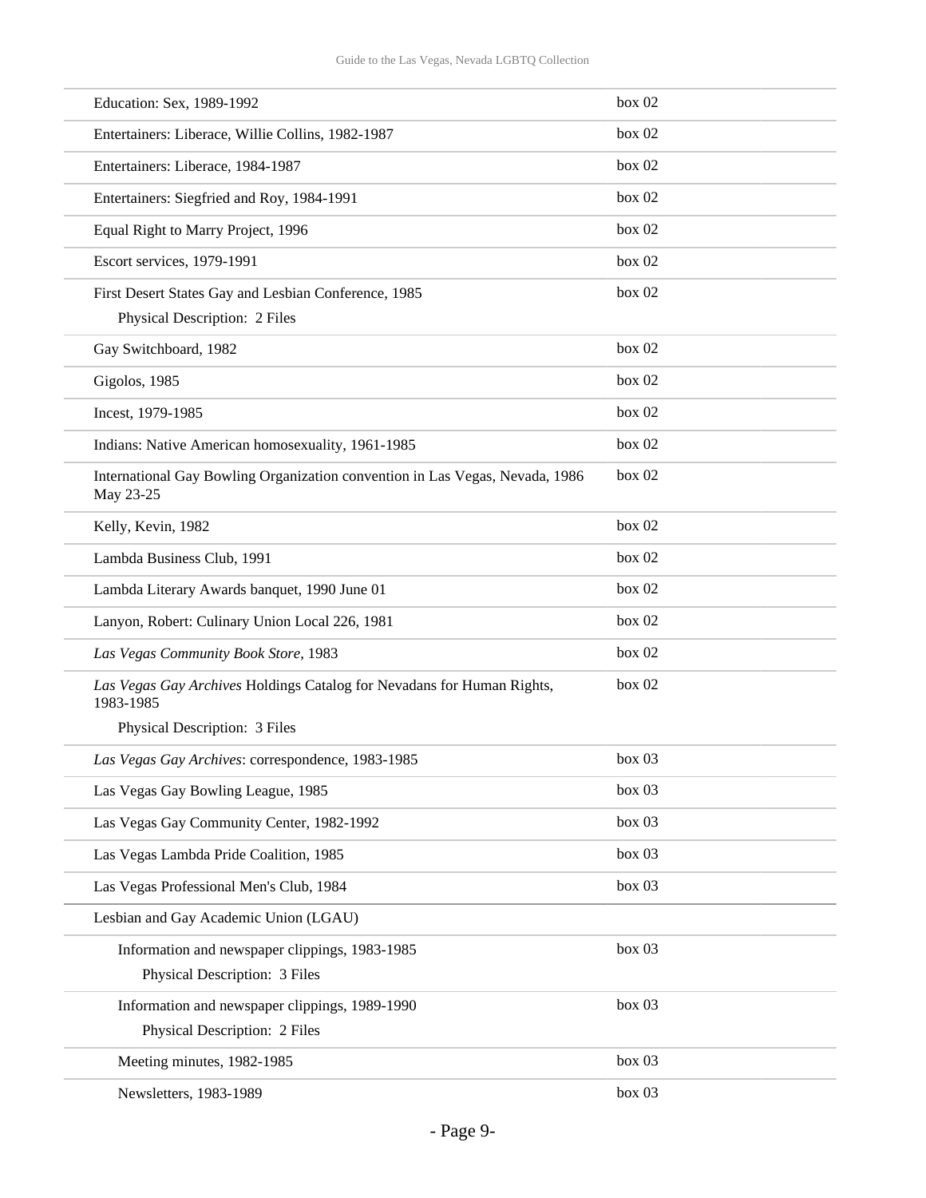| | |
|---|---|
| Education: Sex, 1989-1992 | box 02 |
| Entertainers: Liberace, Willie Collins, 1982-1987 | box 02 |
| Entertainers: Liberace, 1984-1987 | box 02 |
| Entertainers: Siegfried and Roy, 1984-1991 | box 02 |
| Equal Right to Marry Project, 1996 | box 02 |
| Escort services, 1979-1991 | box 02 |
| First Desert States Gay and Lesbian Conference, 1985<br>Physical Description: 2 Files | box 02 |
| Gay Switchboard, 1982 | box 02 |
| Gigolos, 1985 | box 02 |
| Incest, 1979-1985 | box 02 |
| Indians: Native American homosexuality, 1961-1985 | box 02 |
| International Gay Bowling Organization convention in Las Vegas, Nevada, 1986 May 23-25 | box 02 |
| Kelly, Kevin, 1982 | box 02 |
| Lambda Business Club, 1991 | box 02 |
| Lambda Literary Awards banquet, 1990 June 01 | box 02 |
| Lanyon, Robert: Culinary Union Local 226, 1981 | box 02 |
| *Las Vegas Community Book Store*, 1983 | box 02 |
| *Las Vegas Gay Archives* Holdings Catalog for Nevadans for Human Rights, 1983-1985<br>Physical Description: 3 Files | box 02 |
| *Las Vegas Gay Archives*: correspondence, 1983-1985 | box 03 |
| Las Vegas Gay Bowling League, 1985 | box 03 |
| Las Vegas Gay Community Center, 1982-1992 | box 03 |
| Las Vegas Lambda Pride Coalition, 1985 | box 03 |
| Las Vegas Professional Men's Club, 1984 | box 03 |
| Lesbian and Gay Academic Union (LGAU) | |
| Information and newspaper clippings, 1983-1985<br>Physical Description: 3 Files | box 03 |
| Information and newspaper clippings, 1989-1990<br>Physical Description: 2 Files | box 03 |
| Meeting minutes, 1982-1985 | box 03 |
| Newsletters, 1983-1989 | box 03 |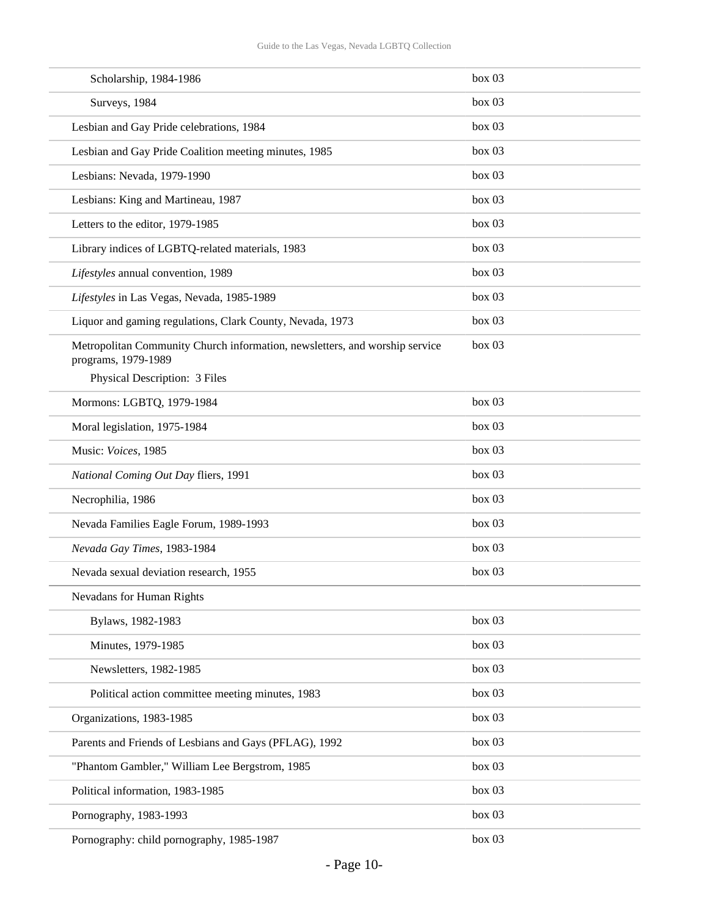| | |
|---|---|
| Scholarship, 1984-1986 | box 03 |
| Surveys, 1984 | box 03 |
| Lesbian and Gay Pride celebrations, 1984 | box 03 |
| Lesbian and Gay Pride Coalition meeting minutes, 1985 | box 03 |
| Lesbians: Nevada, 1979-1990 | box 03 |
| Lesbians: King and Martineau, 1987 | box 03 |
| Letters to the editor, 1979-1985 | box 03 |
| Library indices of LGBTQ-related materials, 1983 | box 03 |
| *Lifestyles* annual convention, 1989 | box 03 |
| *Lifestyles* in Las Vegas, Nevada, 1985-1989 | box 03 |
| Liquor and gaming regulations, Clark County, Nevada, 1973 | box 03 |
| Metropolitan Community Church information, newsletters, and worship service programs, 1979-1989<br>Physical Description: 3 Files | box 03 |
| Mormons: LGBTQ, 1979-1984 | box 03 |
| Moral legislation, 1975-1984 | box 03 |
| Music: *Voices*, 1985 | box 03 |
| *National Coming Out Day* fliers, 1991 | box 03 |
| Necrophilia, 1986 | box 03 |
| Nevada Families Eagle Forum, 1989-1993 | box 03 |
| *Nevada Gay Times*, 1983-1984 | box 03 |
| Nevada sexual deviation research, 1955 | box 03 |
| Nevadans for Human Rights | |
| Bylaws, 1982-1983 | box 03 |
| Minutes, 1979-1985 | box 03 |
| Newsletters, 1982-1985 | box 03 |
| Political action committee meeting minutes, 1983 | box 03 |
| Organizations, 1983-1985 | box 03 |
| Parents and Friends of Lesbians and Gays (PFLAG), 1992 | box 03 |
| "Phantom Gambler," William Lee Bergstrom, 1985 | box 03 |
| Political information, 1983-1985 | box 03 |
| Pornography, 1983-1993 | box 03 |
| Pornography: child pornography, 1985-1987 | box 03 |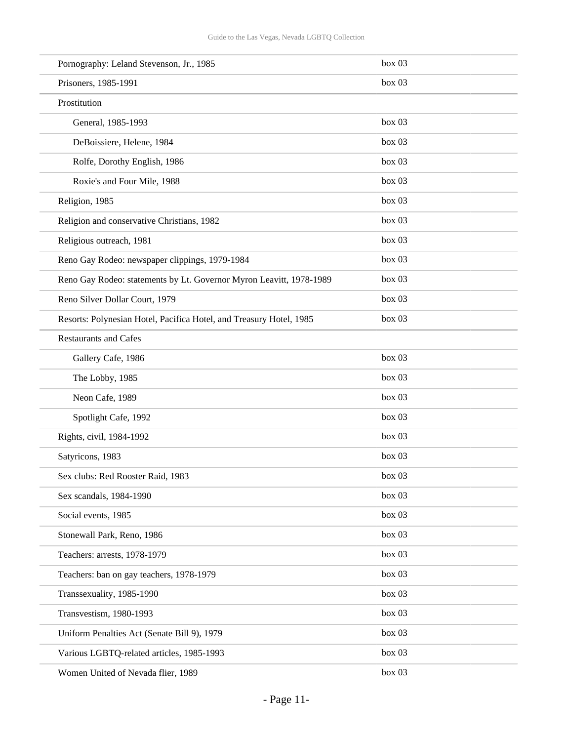| | |
|---|---|
| Pornography: Leland Stevenson, Jr., 1985 | box 03 |
| Prisoners, 1985-1991 | box 03 |
| Prostitution | |
| General, 1985-1993 | box 03 |
| DeBoissiere, Helene, 1984 | box 03 |
| Rolfe, Dorothy English, 1986 | box 03 |
| Roxie's and Four Mile, 1988 | box 03 |
| Religion, 1985 | box 03 |
| Religion and conservative Christians, 1982 | box 03 |
| Religious outreach, 1981 | box 03 |
| Reno Gay Rodeo: newspaper clippings, 1979-1984 | box 03 |
| Reno Gay Rodeo: statements by Lt. Governor Myron Leavitt, 1978-1989 | box 03 |
| Reno Silver Dollar Court, 1979 | box 03 |
| Resorts: Polynesian Hotel, Pacifica Hotel, and Treasury Hotel, 1985 | box 03 |
| Restaurants and Cafes | |
| Gallery Cafe, 1986 | box 03 |
| The Lobby, 1985 | box 03 |
| Neon Cafe, 1989 | box 03 |
| Spotlight Cafe, 1992 | box 03 |
| Rights, civil, 1984-1992 | box 03 |
| Satyricons, 1983 | box 03 |
| Sex clubs: Red Rooster Raid, 1983 | box 03 |
| Sex scandals, 1984-1990 | box 03 |
| Social events, 1985 | box 03 |
| Stonewall Park, Reno, 1986 | box 03 |
| Teachers: arrests, 1978-1979 | box 03 |
| Teachers: ban on gay teachers, 1978-1979 | box 03 |
| Transsexuality, 1985-1990 | box 03 |
| Transvestism, 1980-1993 | box 03 |
| Uniform Penalties Act (Senate Bill 9), 1979 | box 03 |
| Various LGBTQ-related articles, 1985-1993 | box 03 |
| Women United of Nevada flier, 1989 | box 03 |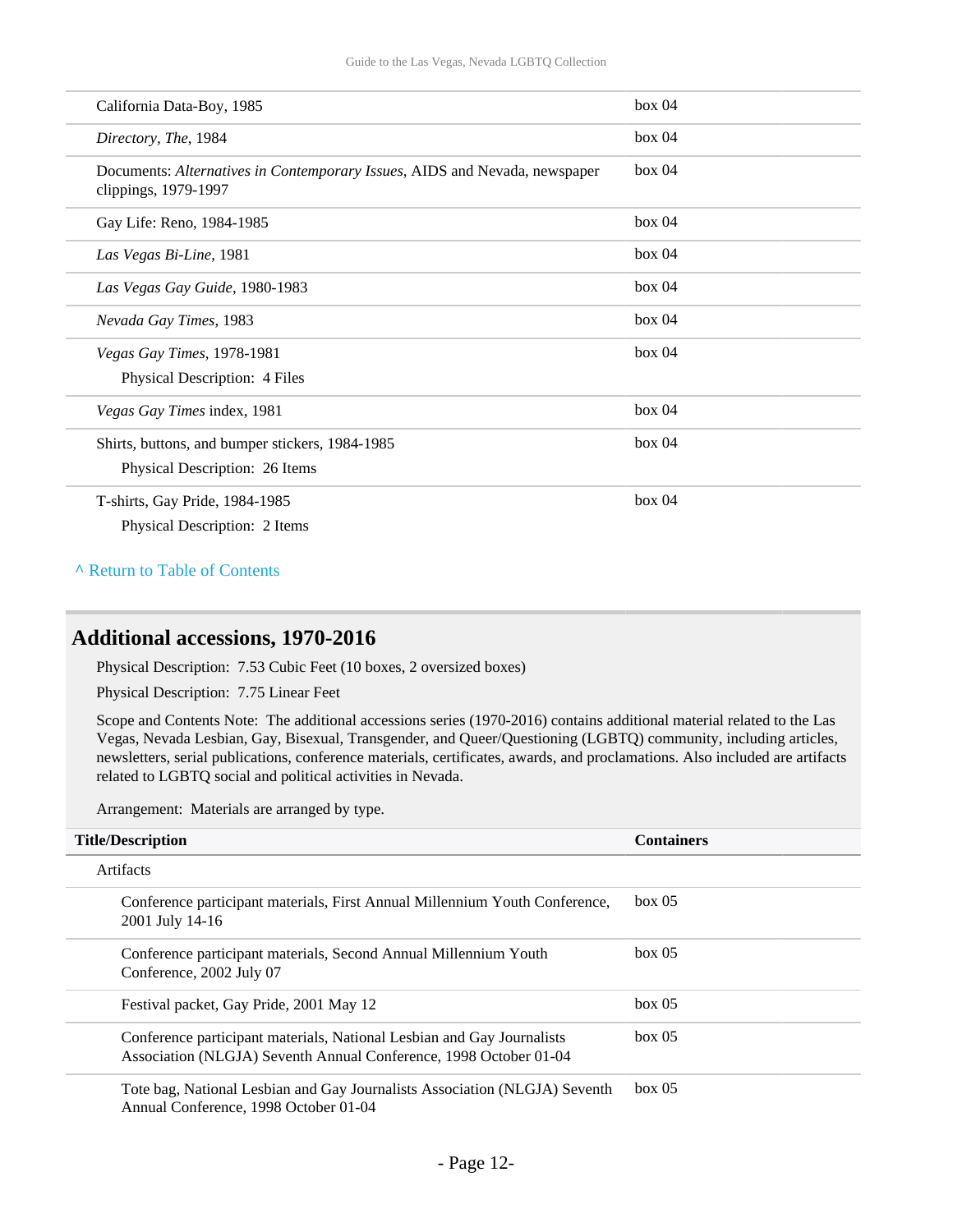| | |
|---|---|
| California Data-Boy, 1985 | box 04 |
| *Directory, The*, 1984 | box 04 |
| Documents: *Alternatives in Contemporary Issues*, AIDS and Nevada, newspaper clippings, 1979-1997 | box 04 |
| Gay Life: Reno, 1984-1985 | box 04 |
| *Las Vegas Bi-Line*, 1981 | box 04 |
| *Las Vegas Gay Guide*, 1980-1983 | box 04 |
| *Nevada Gay Times*, 1983 | box 04 |
| *Vegas Gay Times*, 1978-1981<br>Physical Description: 4 Files | box 04 |
| *Vegas Gay Times* index, 1981 | box 04 |
| Shirts, buttons, and bumper stickers, 1984-1985<br>Physical Description: 26 Items | box 04 |
| T-shirts, Gay Pride, 1984-1985<br>Physical Description: 2 Items | box 04 |

^ Return to Table of Contents

## Additional accessions, 1970-2016

Physical Description: 7.53 Cubic Feet (10 boxes, 2 oversized boxes)

Physical Description: 7.75 Linear Feet

Scope and Contents Note: The additional accessions series (1970-2016) contains additional material related to the Las Vegas, Nevada Lesbian, Gay, Bisexual, Transgender, and Queer/Questioning (LGBTQ) community, including articles, newsletters, serial publications, conference materials, certificates, awards, and proclamations. Also included are artifacts related to LGBTQ social and political activities in Nevada.

Arrangement: Materials are arranged by type.

| Title/Description | Containers |
|---|---|
| Artifacts | |
| Conference participant materials, First Annual Millennium Youth Conference, 2001 July 14-16 | box 05 |
| Conference participant materials, Second Annual Millennium Youth Conference, 2002 July 07 | box 05 |
| Festival packet, Gay Pride, 2001 May 12 | box 05 |
| Conference participant materials, National Lesbian and Gay Journalists Association (NLGJA) Seventh Annual Conference, 1998 October 01-04 | box 05 |
| Tote bag, National Lesbian and Gay Journalists Association (NLGJA) Seventh Annual Conference, 1998 October 01-04 | box 05 |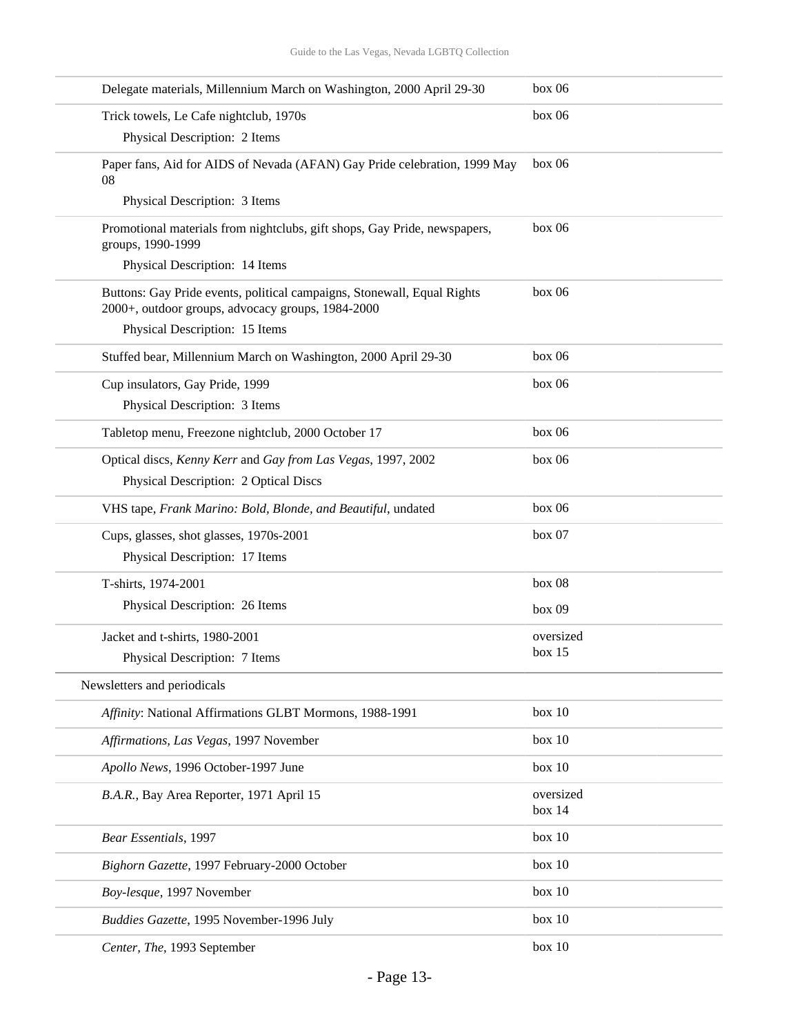| | |
|---|---|
| Delegate materials, Millennium March on Washington, 2000 April 29-30 | box 06 |
| Trick towels, Le Cafe nightclub, 1970s<br>Physical Description: 2 Items | box 06 |
| Paper fans, Aid for AIDS of Nevada (AFAN) Gay Pride celebration, 1999 May 08<br>Physical Description: 3 Items | box 06 |
| Promotional materials from nightclubs, gift shops, Gay Pride, newspapers, groups, 1990-1999<br>Physical Description: 14 Items | box 06 |
| Buttons: Gay Pride events, political campaigns, Stonewall, Equal Rights 2000+, outdoor groups, advocacy groups, 1984-2000<br>Physical Description: 15 Items | box 06 |
| Stuffed bear, Millennium March on Washington, 2000 April 29-30 | box 06 |
| Cup insulators, Gay Pride, 1999<br>Physical Description: 3 Items | box 06 |
| Tabletop menu, Freezone nightclub, 2000 October 17 | box 06 |
| Optical discs, *Kenny Kerr* and *Gay from Las Vegas*, 1997, 2002<br>Physical Description: 2 Optical Discs | box 06 |
| VHS tape, *Frank Marino: Bold, Blonde, and Beautiful*, undated | box 06 |
| Cups, glasses, shot glasses, 1970s-2001<br>Physical Description: 17 Items | box 07 |
| T-shirts, 1974-2001<br>Physical Description: 26 Items | box 08<br>box 09 |
| Jacket and t-shirts, 1980-2001<br>Physical Description: 7 Items | oversized box 15 |

Newsletters and periodicals

| | |
|---|---|
| *Affinity*: National Affirmations GLBT Mormons, 1988-1991 | box 10 |
| *Affirmations, Las Vegas*, 1997 November | box 10 |
| *Apollo News*, 1996 October-1997 June | box 10 |
| *B.A.R.*, Bay Area Reporter, 1971 April 15 | oversized box 14 |
| *Bear Essentials*, 1997 | box 10 |
| *Bighorn Gazette*, 1997 February-2000 October | box 10 |
| *Boy-lesque*, 1997 November | box 10 |
| *Buddies Gazette*, 1995 November-1996 July | box 10 |
| *Center, The*, 1993 September | box 10 |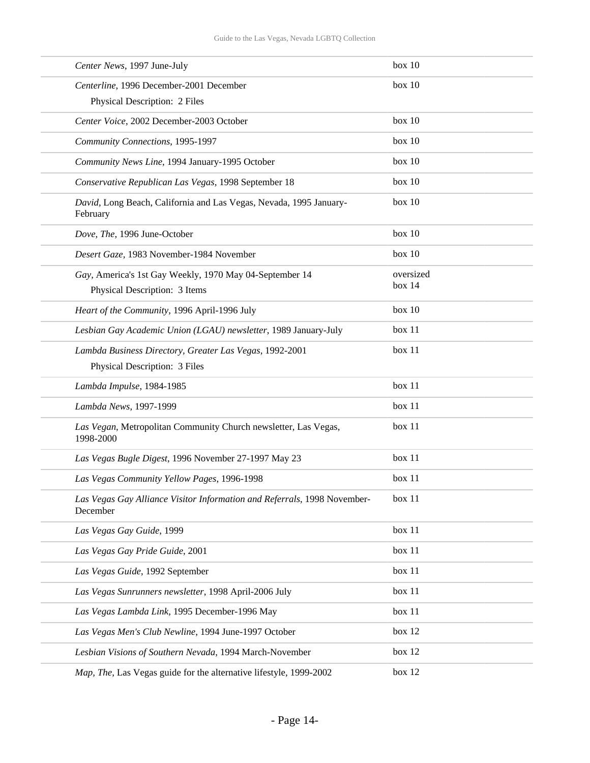| | |
|---|---|
| *Center News*, 1997 June-July | box 10 |
| *Centerline*, 1996 December-2001 December<br>Physical Description: 2 Files | box 10 |
| *Center Voice*, 2002 December-2003 October | box 10 |
| *Community Connections*, 1995-1997 | box 10 |
| *Community News Line*, 1994 January-1995 October | box 10 |
| *Conservative Republican Las Vegas*, 1998 September 18 | box 10 |
| *David*, Long Beach, California and Las Vegas, Nevada, 1995 January-February | box 10 |
| *Dove, The*, 1996 June-October | box 10 |
| *Desert Gaze*, 1983 November-1984 November | box 10 |
| *Gay*, America's 1st Gay Weekly, 1970 May 04-September 14<br>Physical Description: 3 Items | oversized box 14 |
| *Heart of the Community*, 1996 April-1996 July | box 10 |
| *Lesbian Gay Academic Union (LGAU) newsletter*, 1989 January-July | box 11 |
| *Lambda Business Directory, Greater Las Vegas*, 1992-2001<br>Physical Description: 3 Files | box 11 |
| *Lambda Impulse*, 1984-1985 | box 11 |
| *Lambda News*, 1997-1999 | box 11 |
| *Las Vegan*, Metropolitan Community Church newsletter, Las Vegas, 1998-2000 | box 11 |
| *Las Vegas Bugle Digest*, 1996 November 27-1997 May 23 | box 11 |
| *Las Vegas Community Yellow Pages*, 1996-1998 | box 11 |
| *Las Vegas Gay Alliance Visitor Information and Referrals*, 1998 November-December | box 11 |
| *Las Vegas Gay Guide*, 1999 | box 11 |
| *Las Vegas Gay Pride Guide*, 2001 | box 11 |
| *Las Vegas Guide*, 1992 September | box 11 |
| *Las Vegas Sunrunners newsletter*, 1998 April-2006 July | box 11 |
| *Las Vegas Lambda Link*, 1995 December-1996 May | box 11 |
| *Las Vegas Men's Club Newline*, 1994 June-1997 October | box 12 |
| *Lesbian Visions of Southern Nevada*, 1994 March-November | box 12 |
| *Map, The*, Las Vegas guide for the alternative lifestyle, 1999-2002 | box 12 |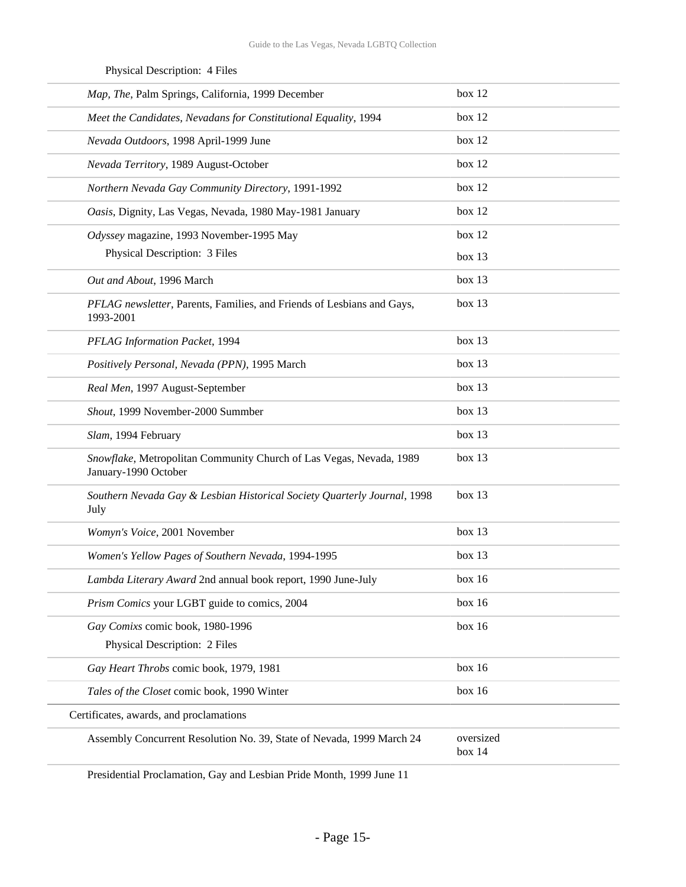Physical Description: 4 Files

| | |
|---|---|
| *Map, The*, Palm Springs, California, 1999 December | box 12 |
| *Meet the Candidates, Nevadans for Constitutional Equality*, 1994 | box 12 |
| *Nevada Outdoors*, 1998 April-1999 June | box 12 |
| *Nevada Territory*, 1989 August-October | box 12 |
| *Northern Nevada Gay Community Directory*, 1991-1992 | box 12 |
| *Oasis*, Dignity, Las Vegas, Nevada, 1980 May-1981 January | box 12 |
| *Odyssey* magazine, 1993 November-1995 May<br>Physical Description: 3 Files | box 12<br>box 13 |
| *Out and About*, 1996 March | box 13 |
| *PFLAG newsletter*, Parents, Families, and Friends of Lesbians and Gays, 1993-2001 | box 13 |
| *PFLAG Information Packet*, 1994 | box 13 |
| *Positively Personal, Nevada (PPN)*, 1995 March | box 13 |
| *Real Men*, 1997 August-September | box 13 |
| *Shout*, 1999 November-2000 Summber | box 13 |
| *Slam*, 1994 February | box 13 |
| *Snowflake*, Metropolitan Community Church of Las Vegas, Nevada, 1989 January-1990 October | box 13 |
| *Southern Nevada Gay & Lesbian Historical Society Quarterly Journal*, 1998 July | box 13 |
| *Womyn's Voice*, 2001 November | box 13 |
| *Women's Yellow Pages of Southern Nevada*, 1994-1995 | box 13 |
| *Lambda Literary Award* 2nd annual book report, 1990 June-July | box 16 |
| *Prism Comics* your LGBT guide to comics, 2004 | box 16 |
| *Gay Comixs* comic book, 1980-1996<br>Physical Description: 2 Files | box 16 |
| *Gay Heart Throbs* comic book, 1979, 1981 | box 16 |
| *Tales of the Closet* comic book, 1990 Winter | box 16 |

Certificates, awards, and proclamations

| | |
|---|---|
| Assembly Concurrent Resolution No. 39, State of Nevada, 1999 March 24 | oversized box 14 |

Presidential Proclamation, Gay and Lesbian Pride Month, 1999 June 11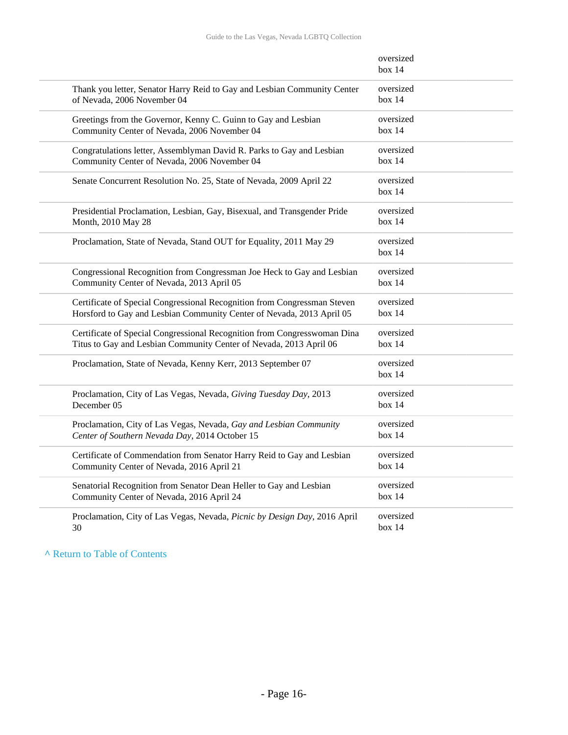| | |
|---|---|
| | oversized box 14 |
| Thank you letter, Senator Harry Reid to Gay and Lesbian Community Center of Nevada, 2006 November 04 | oversized box 14 |
| Greetings from the Governor, Kenny C. Guinn to Gay and Lesbian Community Center of Nevada, 2006 November 04 | oversized box 14 |
| Congratulations letter, Assemblyman David R. Parks to Gay and Lesbian Community Center of Nevada, 2006 November 04 | oversized box 14 |
| Senate Concurrent Resolution No. 25, State of Nevada, 2009 April 22 | oversized box 14 |
| Presidential Proclamation, Lesbian, Gay, Bisexual, and Transgender Pride Month, 2010 May 28 | oversized box 14 |
| Proclamation, State of Nevada, Stand OUT for Equality, 2011 May 29 | oversized box 14 |
| Congressional Recognition from Congressman Joe Heck to Gay and Lesbian Community Center of Nevada, 2013 April 05 | oversized box 14 |
| Certificate of Special Congressional Recognition from Congressman Steven Horsford to Gay and Lesbian Community Center of Nevada, 2013 April 05 | oversized box 14 |
| Certificate of Special Congressional Recognition from Congresswoman Dina Titus to Gay and Lesbian Community Center of Nevada, 2013 April 06 | oversized box 14 |
| Proclamation, State of Nevada, Kenny Kerr, 2013 September 07 | oversized box 14 |
| Proclamation, City of Las Vegas, Nevada, *Giving Tuesday Day*, 2013 December 05 | oversized box 14 |
| Proclamation, City of Las Vegas, Nevada, *Gay and Lesbian Community Center of Southern Nevada Day*, 2014 October 15 | oversized box 14 |
| Certificate of Commendation from Senator Harry Reid to Gay and Lesbian Community Center of Nevada, 2016 April 21 | oversized box 14 |
| Senatorial Recognition from Senator Dean Heller to Gay and Lesbian Community Center of Nevada, 2016 April 24 | oversized box 14 |
| Proclamation, City of Las Vegas, Nevada, *Picnic by Design Day*, 2016 April 30 | oversized box 14 |

^ Return to Table of Contents